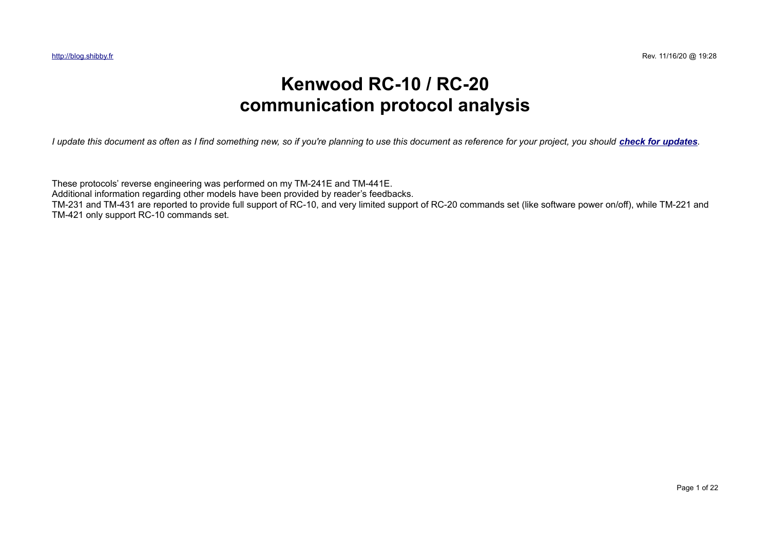# Kenwood RC-10 / RC-20 communication protocol analysis

*I update this document as often as I find something new, so if you're planning to use this document as reference for your project, you should* ***check for updates****.*

These protocols' reverse engineering was performed on my TM-241E and TM-441E.
Additional information regarding other models have been provided by reader's feedbacks.
TM-231 and TM-431 are reported to provide full support of RC-10, and very limited support of RC-20 commands set (like software power on/off), while TM-221 and TM-421 only support RC-10 commands set.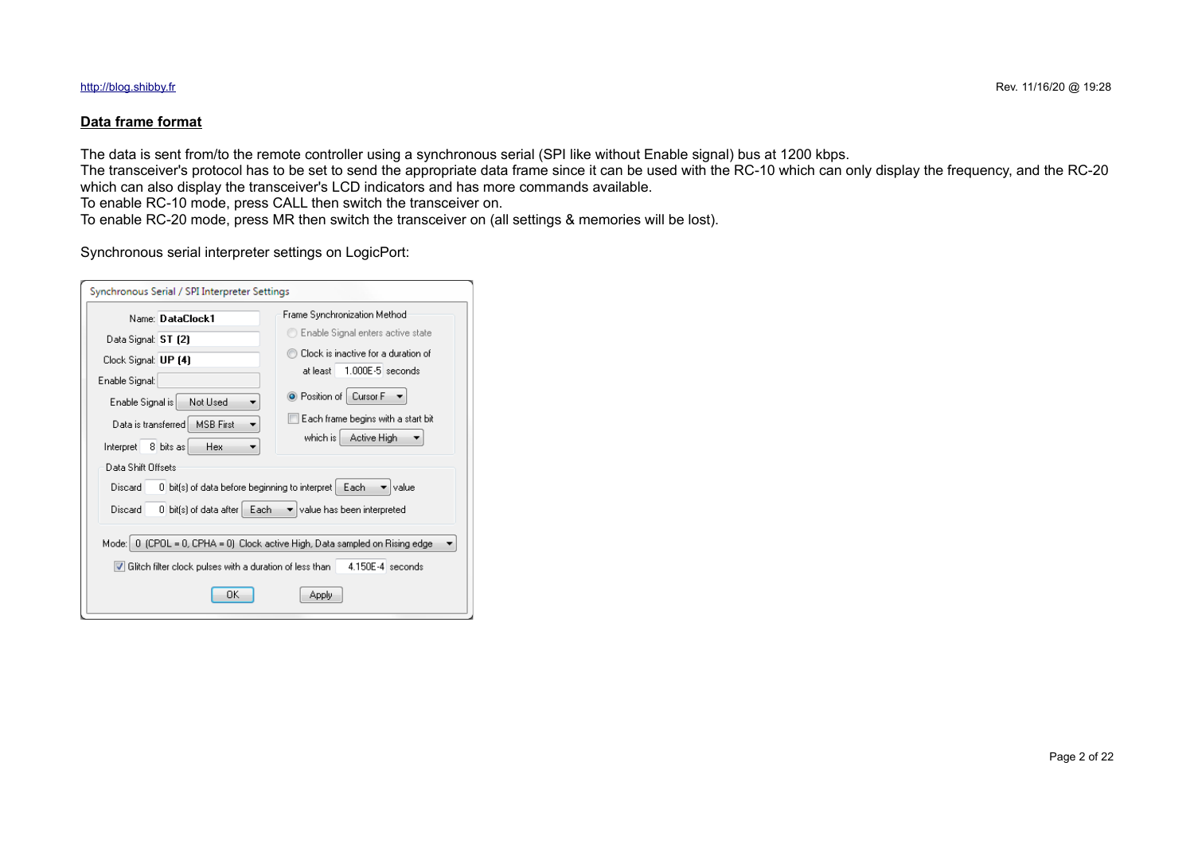## Data frame format

The data is sent from/to the remote controller using a synchronous serial (SPI like without Enable signal) bus at 1200 kbps.
The transceiver's protocol has to be set to send the appropriate data frame since it can be used with the RC-10 which can only display the frequency, and the RC-20 which can also display the transceiver's LCD indicators and has more commands available.
To enable RC-10 mode, press CALL then switch the transceiver on.
To enable RC-20 mode, press MR then switch the transceiver on (all settings & memories will be lost).

Synchronous serial interpreter settings on LogicPort:

**Synchronous Serial / SPI Interpreter Settings**

- Name: DataClock1
- Data Signal: ST (2)
- Clock Signal: UP (4)
- Enable Signal:
- Enable Signal is: Not Used
- Data is transferred: MSB First
- Interpret 8 bits as: Hex

Frame Synchronization Method
- ( ) Enable Signal enters active state
- ( ) Clock is inactive for a duration of at least 1.000E-5 seconds
- (•) Position of Cursor F
- [ ] Each frame begins with a start bit which is Active High

Data Shift Offsets
- Discard 0 bit(s) of data before beginning to interpret Each value
- Discard 0 bit(s) of data after Each value has been interpreted

Mode: 0 (CPOL = 0, CPHA = 0) Clock active High, Data sampled on Rising edge

[x] Glitch filter clock pulses with a duration of less than 4.150E-4 seconds

OK | Apply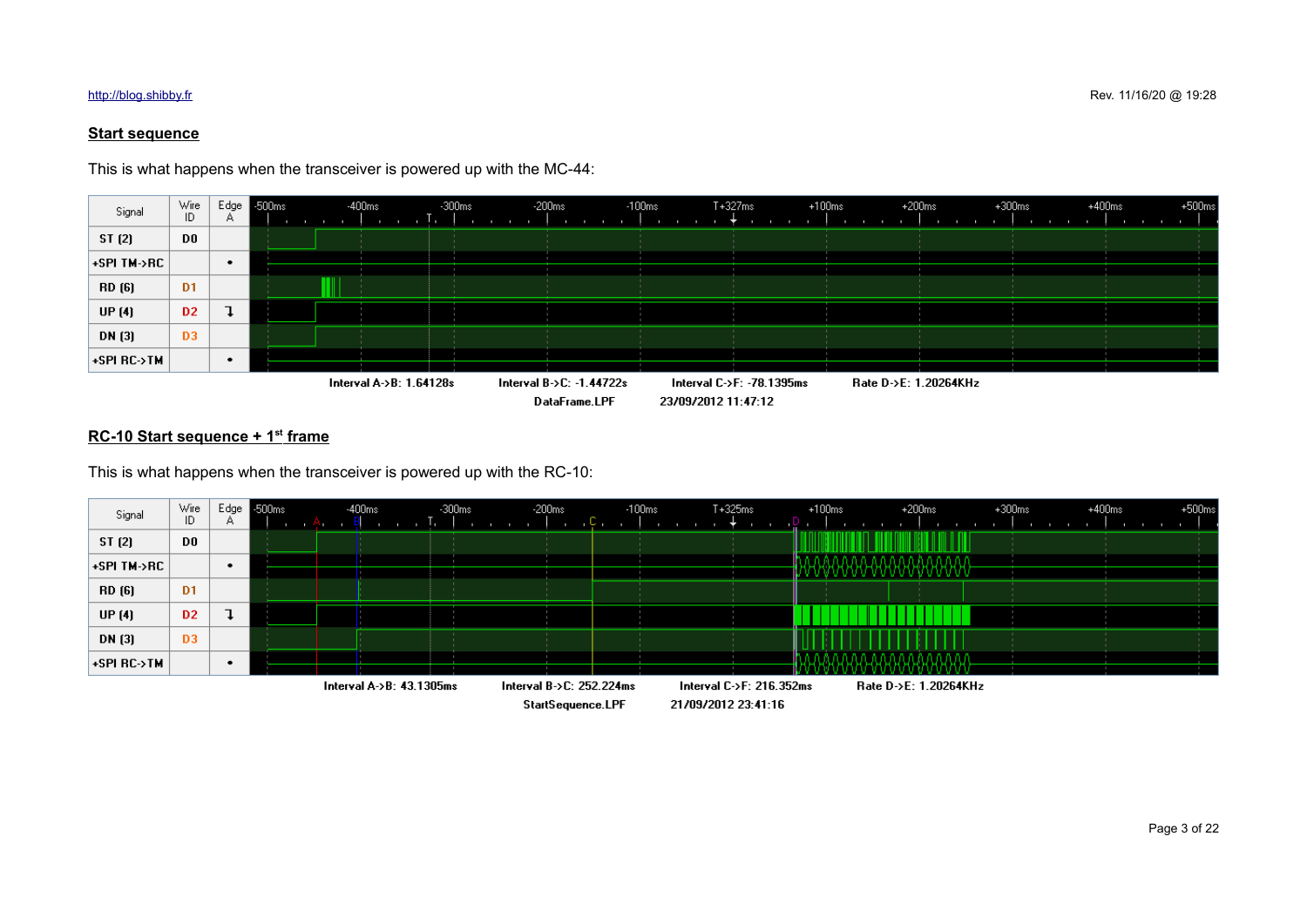## Start sequence

This is what happens when the transceiver is powered up with the MC-44:

| Signal | Wire ID | Edge A |
|---|---|---|
| ST (2) | D0 | |
| +SPI TM->RC | | • |
| RD (6) | D1 | |
| UP (4) | D2 | ↴ |
| DN (3) | D3 | |
| +SPI RC->TM | | • |

Interval A->B: 1.64128s  Interval B->C: -1.44722s  Interval C->F: -78.1395ms  Rate D->E: 1.20264KHz

DataFrame.LPF  23/09/2012 11:47:12

## RC-10 Start sequence + 1st frame

This is what happens when the transceiver is powered up with the RC-10:

| Signal | Wire ID | Edge A |
|---|---|---|
| ST (2) | D0 | |
| +SPI TM->RC | | • |
| RD (6) | D1 | |
| UP (4) | D2 | ↴ |
| DN (3) | D3 | |
| +SPI RC->TM | | • |

Interval A->B: 43.1305ms  Interval B->C: 252.224ms  Interval C->F: 216.352ms  Rate D->E: 1.20264KHz

StartSequence.LPF  21/09/2012 23:41:16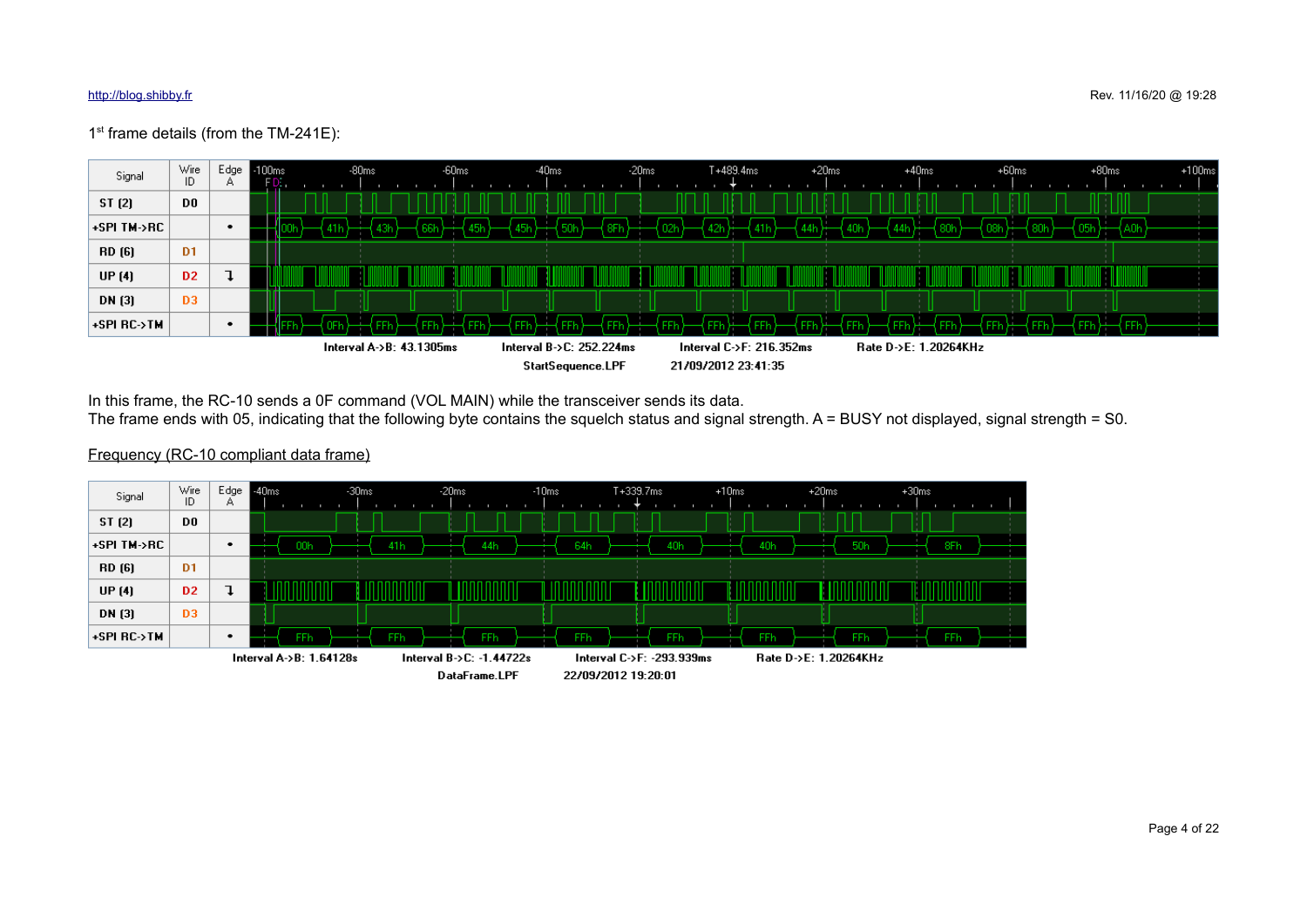1[st] frame details (from the TM-241E):

| Signal | Wire ID | Edge A |
|---|---|---|
| ST (2) | D0 | |
| +SPI TM->RC | | • |
| RD (6) | D1 | |
| UP (4) | D2 | ↴ |
| DN (3) | D3 | |
| +SPI RC->TM | | • |

+SPI TM->RC: 00h 41h 43h 66h 45h 45h 50h 8Fh 02h 42h 41h 44h 40h 44h 80h 08h 80h 05h A0h

+SPI RC->TM: FFh 0Fh FFh FFh FFh FFh FFh FFh FFh FFh FFh FFh FFh FFh FFh FFh FFh FFh FFh

Interval A->B: 43.1305ms Interval B->C: 252.224ms Interval C->F: 216.352ms Rate D->E: 1.20264KHz

StartSequence.LPF 21/09/2012 23:41:35

In this frame, the RC-10 sends a 0F command (VOL MAIN) while the transceiver sends its data.
The frame ends with 05, indicating that the following byte contains the squelch status and signal strength. A = BUSY not displayed, signal strength = S0.

<u>Frequency (RC-10 compliant data frame)</u>

| Signal | Wire ID | Edge A |
|---|---|---|
| ST (2) | D0 | |
| +SPI TM->RC | | • |
| RD (6) | D1 | |
| UP (4) | D2 | ↴ |
| DN (3) | D3 | |
| +SPI RC->TM | | • |

+SPI TM->RC: 00h 41h 44h 64h 40h 40h 50h 8Fh

+SPI RC->TM: FFh FFh FFh FFh FFh FFh FFh FFh

Interval A->B: 1.64128s Interval B->C: -1.44722s Interval C->F: -293.939ms Rate D->E: 1.20264KHz

DataFrame.LPF 22/09/2012 19:20:01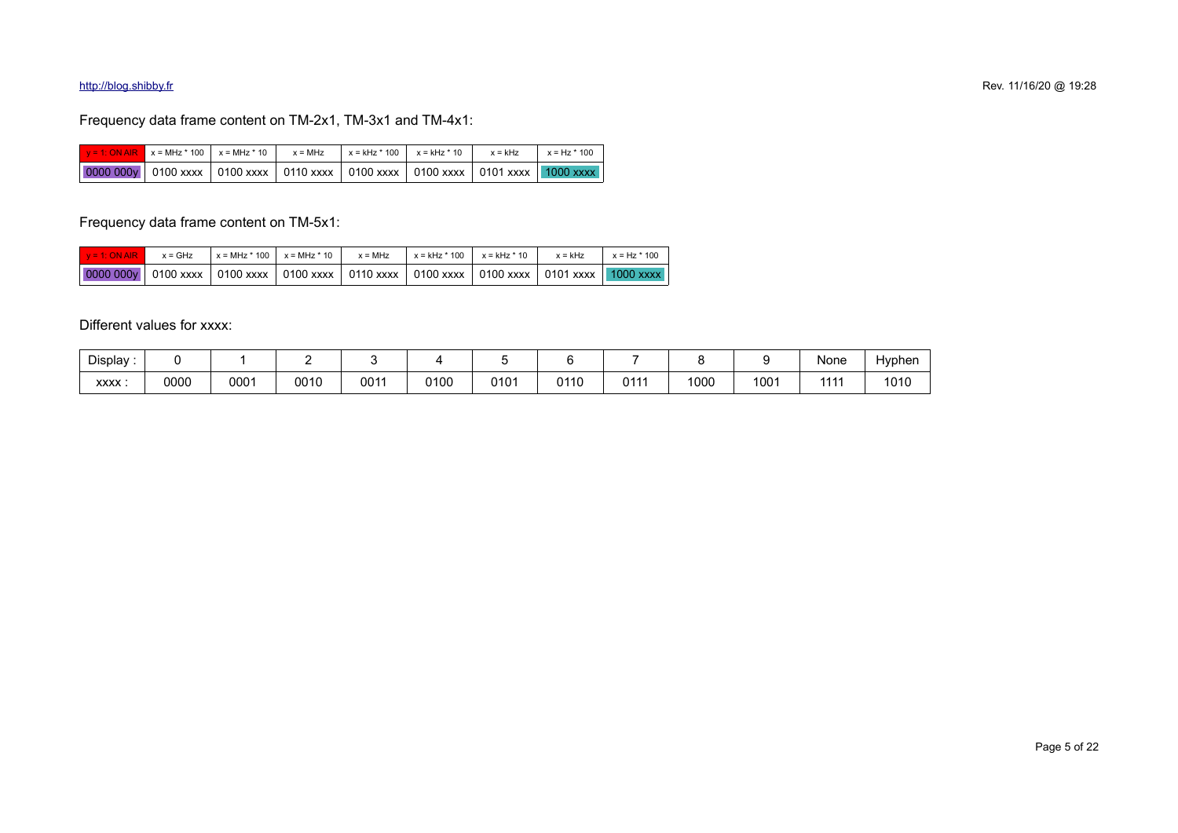Frequency data frame content on TM-2x1, TM-3x1 and TM-4x1:

| y = 1: ON AIR | x = MHz * 100 | x = MHz * 10 | x = MHz | x = kHz * 100 | x = kHz * 10 | x = kHz | x = Hz * 100 |
|---|---|---|---|---|---|---|---|
| 0000 000y | 0100 xxxx | 0100 xxxx | 0110 xxxx | 0100 xxxx | 0100 xxxx | 0101 xxxx | 1000 xxxx |

Frequency data frame content on TM-5x1:

| y = 1: ON AIR | x = GHz | x = MHz * 100 | x = MHz * 10 | x = MHz | x = kHz * 100 | x = kHz * 10 | x = kHz | x = Hz * 100 |
|---|---|---|---|---|---|---|---|---|
| 0000 000y | 0100 xxxx | 0100 xxxx | 0100 xxxx | 0110 xxxx | 0100 xxxx | 0100 xxxx | 0101 xxxx | 1000 xxxx |

Different values for xxxx:

| Display : | 0 | 1 | 2 | 3 | 4 | 5 | 6 | 7 | 8 | 9 | None | Hyphen |
|---|---|---|---|---|---|---|---|---|---|---|---|---|
| xxxx : | 0000 | 0001 | 0010 | 0011 | 0100 | 0101 | 0110 | 0111 | 1000 | 1001 | 1111 | 1010 |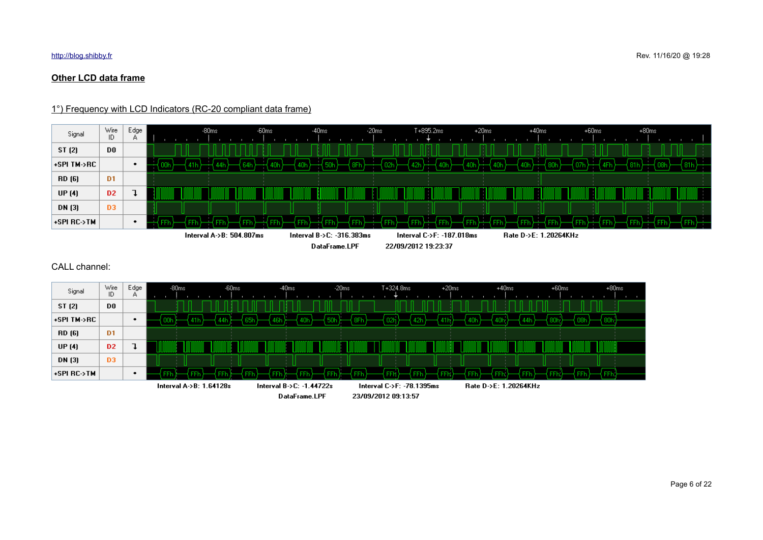## Other LCD data frame

### 1°) Frequency with LCD Indicators (RC-20 compliant data frame)

| Signal | Wire ID | Edge A |
|---|---|---|
| ST (2) | D0 | |
| +SPI TM->RC | | • |
| RD (6) | D1 | |
| UP (4) | D2 | ↴ |
| DN (3) | D3 | |
| +SPI RC->TM | | • |

+SPI TM->RC: 00h 41h 44h 64h 40h 40h 50h 8Fh 02h 42h 40h 40h 40h 40h 80h 07h 4Fh 81h 08h 81h

+SPI RC->TM: FFh FFh FFh FFh FFh FFh FFh FFh FFh FFh FFh FFh FFh FFh FFh FFh FFh FFh FFh FFh

Interval A->B: 504.807ms Interval B->C: -316.383ms Interval C->F: -187.018ms Rate D->E: 1.20264KHz

DataFrame.LPF 22/09/2012 19:23:37

CALL channel:

| Signal | Wire ID | Edge A |
|---|---|---|
| ST (2) | D0 | |
| +SPI TM->RC | | • |
| RD (6) | D1 | |
| UP (4) | D2 | ↴ |
| DN (3) | D3 | |
| +SPI RC->TM | | • |

+SPI TM->RC: 00h 41h 44h 65h 46h 40h 50h 8Fh 02h 42h 41h 40h 40h 44h 80h 08h 80h

+SPI RC->TM: FFh FFh FFh FFh FFh FFh FFh FFh FFh FFh FFh FFh FFh FFh FFh FFh FFh

Interval A->B: 1.64128s Interval B->C: -1.44722s Interval C->F: -78.1395ms Rate D->E: 1.20264KHz

DataFrame.LPF 23/09/2012 09:13:57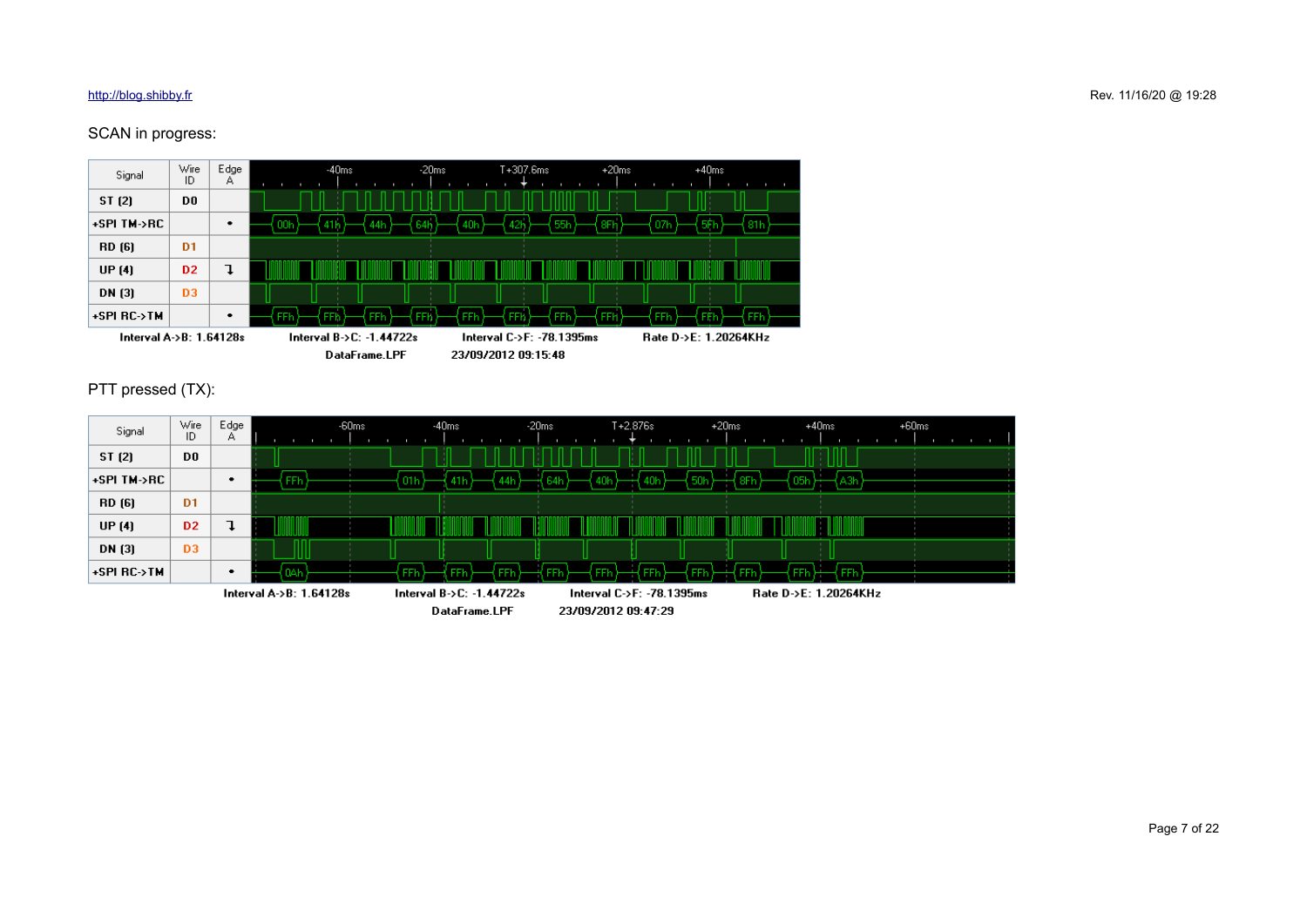SCAN in progress:

| Signal | Wire ID | Edge A | -40ms | -20ms | T+307.6ms | +20ms | +40ms |
|---|---|---|---|---|---|---|---|
| ST (2) | D0 | | | | | | |
| +SPI TM->RC | | • | 00h 41h 44h 64h 40h 42h 55h 8Fh 07h 5Fh 81h | | | | |
| RD (6) | D1 | | | | | | |
| UP (4) | D2 | ↧ | | | | | |
| DN (3) | D3 | | | | | | |
| +SPI RC->TM | | • | FFh FFh FFh FFh FFh FFh FFh FFh FFh FFh FFh | | | | |

Interval A->B: 1.64128s Interval B->C: -1.44722s Interval C->F: -78.1395ms Rate D->E: 1.20264KHz

DataFrame.LPF 23/09/2012 09:15:48

PTT pressed (TX):

| Signal | Wire ID | Edge A | -60ms | -40ms | -20ms | T+2.876s | +20ms | +40ms | +60ms |
|---|---|---|---|---|---|---|---|---|---|
| ST (2) | D0 | | | | | | | | |
| +SPI TM->RC | | • | FFh 01h 41h 44h 64h 40h 40h 50h 8Fh 05h A3h | | | | | | |
| RD (6) | D1 | | | | | | | | |
| UP (4) | D2 | ↧ | | | | | | | |
| DN (3) | D3 | | | | | | | | |
| +SPI RC->TM | | • | 0Ah FFh FFh FFh FFh FFh FFh FFh FFh FFh FFh | | | | | | |

Interval A->B: 1.64128s Interval B->C: -1.44722s Interval C->F: -78.1395ms Rate D->E: 1.20264KHz

DataFrame.LPF 23/09/2012 09:47:29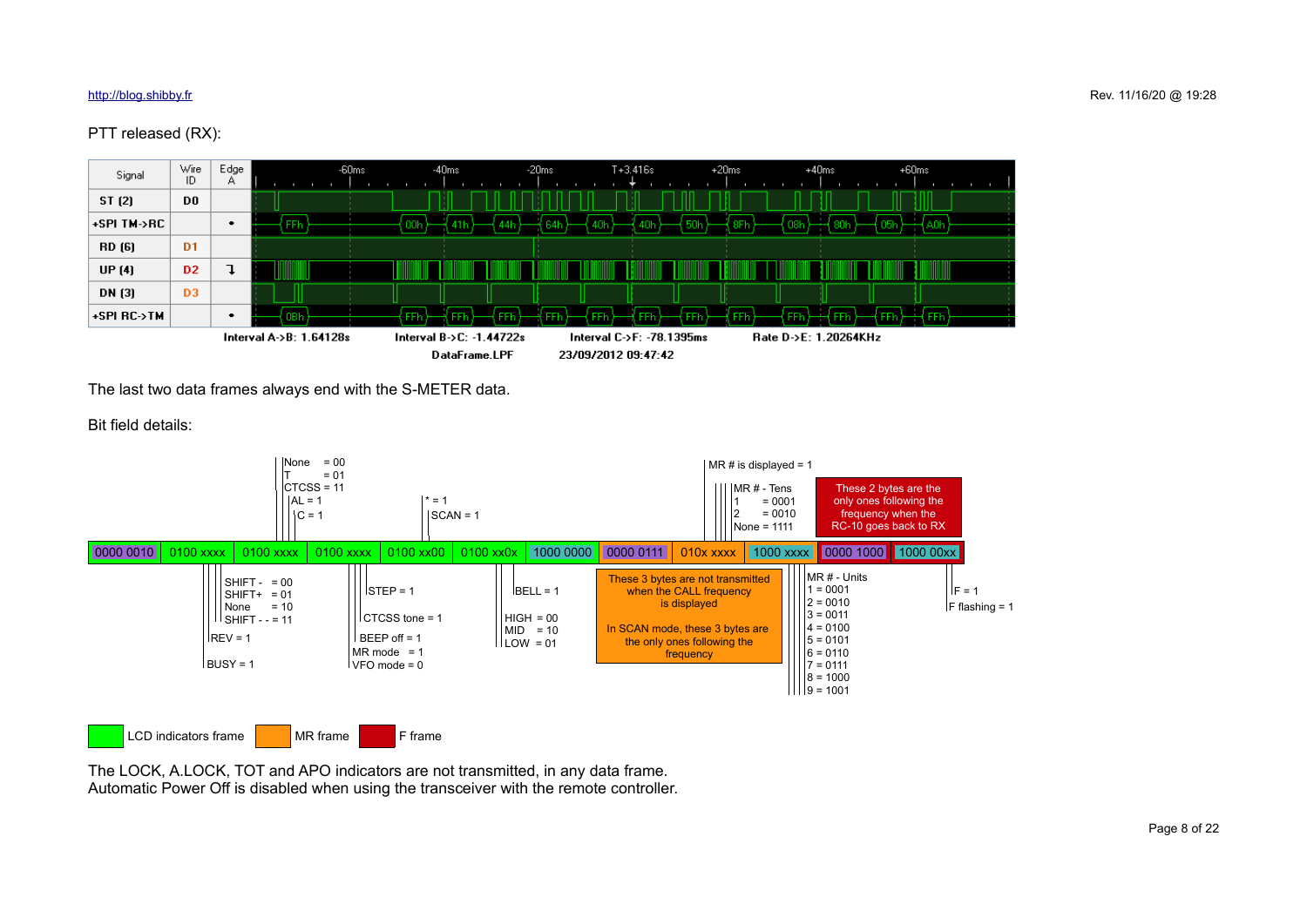PTT released (RX):

| Signal | Wire ID | Edge A | -60ms | -40ms | -20ms | T+3.416s | +20ms | +40ms | +60ms |
|---|---|---|---|---|---|---|---|---|---|
| ST (2) | D0 | | | | | | | | |
| +SPI TM->RC | | • | FFh | 00h 41h 44h | 64h 40h | 40h 50h | 8Fh 08h | 80h 05h | A0h |
| RD (6) | D1 | | | | | | | | |
| UP (4) | D2 | ↴ | | | | | | | |
| DN (3) | D3 | | | | | | | | |
| +SPI RC->TM | | • | 0Bh | FFh FFh | FFh FFh FFh | FFh FFh | FFh FFh | FFh FFh | FFh |

Interval A->B: 1.64128s　Interval B->C: -1.44722s　Interval C->F: -78.1395ms　Rate D->E: 1.20264KHz

DataFrame.LPF　23/09/2012 09:47:42

The last two data frames always end with the S-METER data.

Bit field details:

| 0000 0010 | 0100 xxxx | 0100 xxxx | 0100 xxxx | 0100 xx00 | 0100 xx0x | 1000 0000 | 0000 0111 | 010x xxxx | 1000 xxxx | 0000 1000 | 1000 00xx |
|---|---|---|---|---|---|---|---|---|---|---|---|

- Byte 2: SHIFT - = 00, SHIFT+ = 01, None = 10, SHIFT - - = 11; REV = 1; BUSY = 1
- Byte 3: None = 00, T = 01, CTCSS = 11; AL = 1; C = 1
- Byte 4: STEP = 1; CTCSS tone = 1; BEEP off = 1; MR mode = 1, VFO mode = 0; * = 1; SCAN = 1
- Byte 6: BELL = 1; HIGH = 00, MID = 10, LOW = 01
- Byte 9: MR # is displayed = 1; MR # - Tens: 1 = 0001, 2 = 0010, None = 1111
- Byte 10: MR # - Units: 1 = 0001, 2 = 0010, 3 = 0011, 4 = 0100, 5 = 0101, 6 = 0110, 7 = 0111, 8 = 1000, 9 = 1001
- Byte 12: F = 1; F flashing = 1

These 3 bytes are not transmitted when the CALL frequency is displayed

In SCAN mode, these 3 bytes are the only ones following the frequency

These 2 bytes are the only ones following the frequency when the RC-10 goes back to RX

LCD indicators frame　MR frame　F frame

The LOCK, A.LOCK, TOT and APO indicators are not transmitted, in any data frame.
Automatic Power Off is disabled when using the transceiver with the remote controller.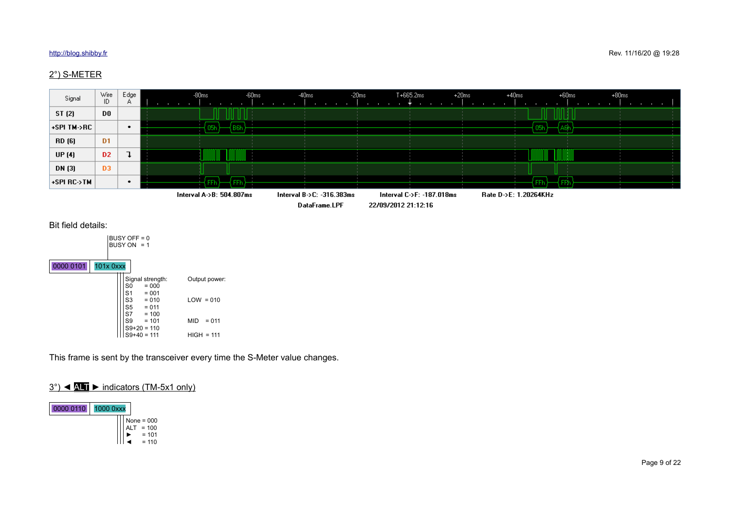## 2°) S-METER

| Signal | Wire ID | Edge A |
| --- | --- | --- |
| ST (2) | D0 | |
| +SPI TM->RC | | • |
| RD (6) | D1 | |
| UP (4) | D2 | ↴ |
| DN (3) | D3 | |
| +SPI RC->TM | | • |

-80ms -60ms -40ms -20ms T+665.2ms +20ms +40ms +60ms +80ms

+SPI TM->RC: 05h B6h ... 05h A6h

+SPI RC->TM: FFh FFh ... FFh FFh

Interval A->B: 504.807ms Interval B->C: -316.383ms Interval C->F: -187.018ms Rate D->E: 1.20264KHz

DataFrame.LPF 22/09/2012 21:12:16

Bit field details:

BUSY OFF = 0
BUSY ON = 1

| 0000 0101 | 101x 0xxx |
| --- | --- |

Signal strength:

- S0 = 000
- S1 = 001
- S3 = 010
- S5 = 011
- S7 = 100
- S9 = 101
- S9+20 = 110
- S9+40 = 111

Output power:

- LOW = 010
- MID = 011
- HIGH = 111

This frame is sent by the transceiver every time the S-Meter value changes.

## 3°) ◄ ALT ► indicators (TM-5x1 only)

| 0000 0110 | 1000 0xxx |
| --- | --- |

- None = 000
- ALT = 100
- ► = 101
- ◄ = 110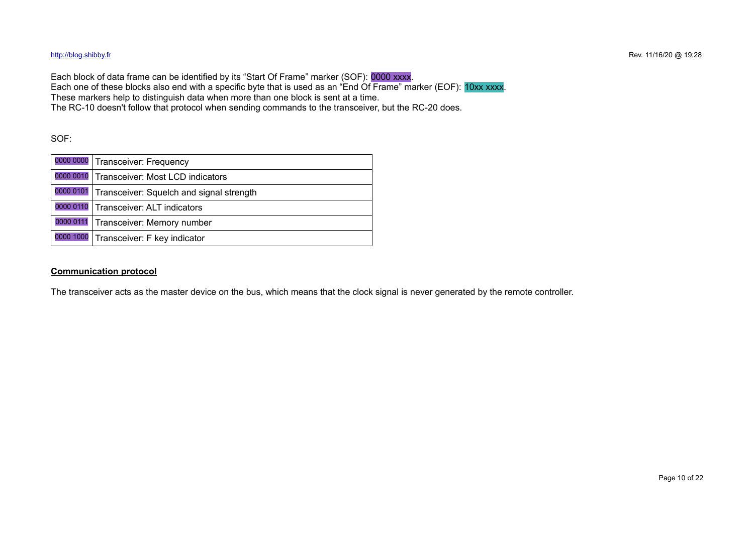Each block of data frame can be identified by its “Start Of Frame” marker (SOF): 0000 xxxx.
Each one of these blocks also end with a specific byte that is used as an “End Of Frame” marker (EOF): 10xx xxxx.
These markers help to distinguish data when more than one block is sent at a time.
The RC-10 doesn't follow that protocol when sending commands to the transceiver, but the RC-20 does.

SOF:

| | |
|---|---|
| 0000 0000 | Transceiver: Frequency |
| 0000 0010 | Transceiver: Most LCD indicators |
| 0000 0101 | Transceiver: Squelch and signal strength |
| 0000 0110 | Transceiver: ALT indicators |
| 0000 0111 | Transceiver: Memory number |
| 0000 1000 | Transceiver: F key indicator |

**Communication protocol**

The transceiver acts as the master device on the bus, which means that the clock signal is never generated by the remote controller.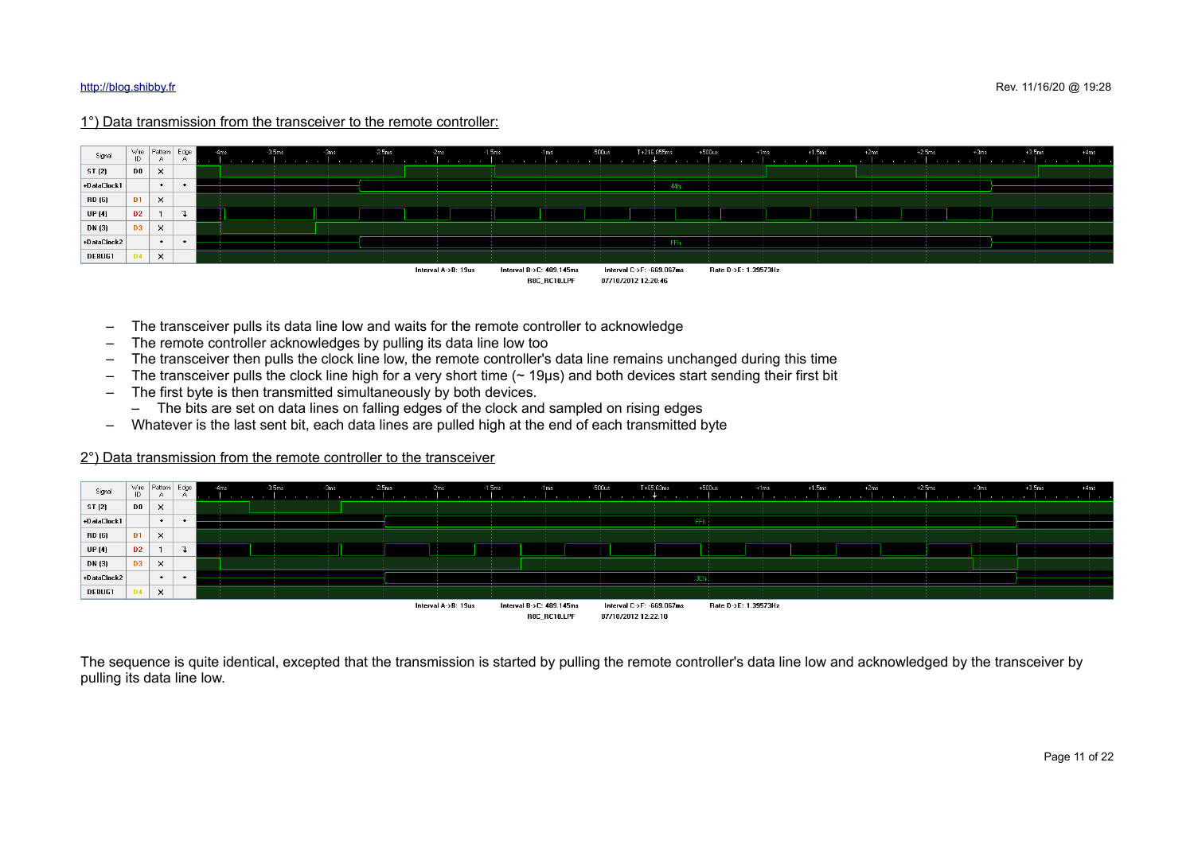1°) Data transmission from the transceiver to the remote controller:

- The transceiver pulls its data line low and waits for the remote controller to acknowledge
- The remote controller acknowledges by pulling its data line low too
- The transceiver then pulls the clock line low, the remote controller's data line remains unchanged during this time
- The transceiver pulls the clock line high for a very short time (~ 19µs) and both devices start sending their first bit
- The first byte is then transmitted simultaneously by both devices.
  - The bits are set on data lines on falling edges of the clock and sampled on rising edges
- Whatever is the last sent bit, each data lines are pulled high at the end of each transmitted byte

2°) Data transmission from the remote controller to the transceiver

The sequence is quite identical, excepted that the transmission is started by pulling the remote controller's data line low and acknowledged by the transceiver by pulling its data line low.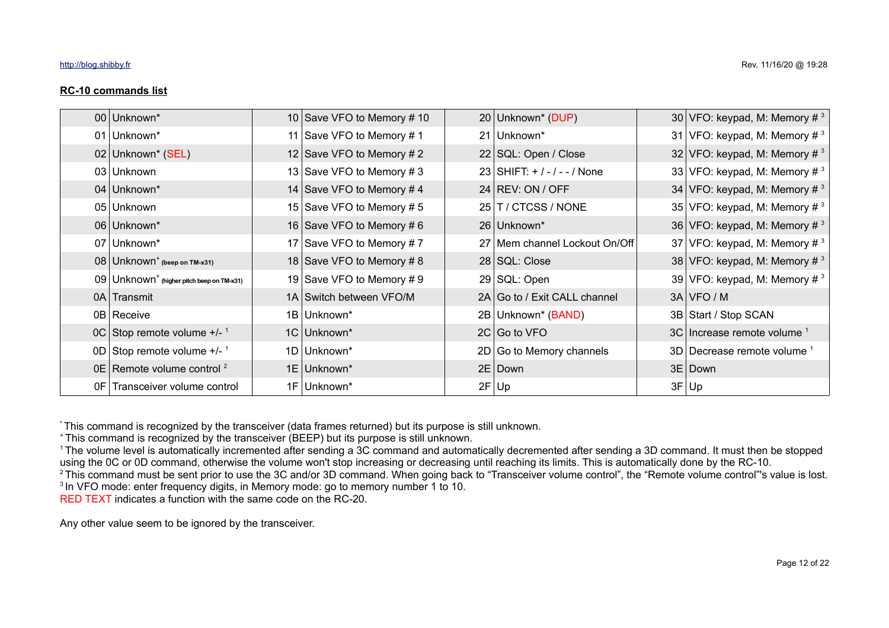**RC-10 commands list**

| | | | | | | | |
|---|---|---|---|---|---|---|---|
| 00 | Unknown* | 10 | Save VFO to Memory # 10 | 20 | Unknown* (DUP) | 30 | VFO: keypad, M: Memory # [3] |
| 01 | Unknown* | 11 | Save VFO to Memory # 1 | 21 | Unknown* | 31 | VFO: keypad, M: Memory # [3] |
| 02 | Unknown* (SEL) | 12 | Save VFO to Memory # 2 | 22 | SQL: Open / Close | 32 | VFO: keypad, M: Memory # [3] |
| 03 | Unknown | 13 | Save VFO to Memory # 3 | 23 | SHIFT: + / - / - - / None | 33 | VFO: keypad, M: Memory # [3] |
| 04 | Unknown* | 14 | Save VFO to Memory # 4 | 24 | REV: ON / OFF | 34 | VFO: keypad, M: Memory # [3] |
| 05 | Unknown | 15 | Save VFO to Memory # 5 | 25 | T / CTCSS / NONE | 35 | VFO: keypad, M: Memory # [3] |
| 06 | Unknown* | 16 | Save VFO to Memory # 6 | 26 | Unknown* | 36 | VFO: keypad, M: Memory # [3] |
| 07 | Unknown* | 17 | Save VFO to Memory # 7 | 27 | Mem channel Lockout On/Off | 37 | VFO: keypad, M: Memory # [3] |
| 08 | Unknown+ (beep on TM-x31) | 18 | Save VFO to Memory # 8 | 28 | SQL: Close | 38 | VFO: keypad, M: Memory # [3] |
| 09 | Unknown+ (higher pitch beep on TM-x31) | 19 | Save VFO to Memory # 9 | 29 | SQL: Open | 39 | VFO: keypad, M: Memory # [3] |
| 0A | Transmit | 1A | Switch between VFO/M | 2A | Go to / Exit CALL channel | 3A | VFO / M |
| 0B | Receive | 1B | Unknown* | 2B | Unknown* (BAND) | 3B | Start / Stop SCAN |
| 0C | Stop remote volume +/- [1] | 1C | Unknown* | 2C | Go to VFO | 3C | Increase remote volume [1] |
| 0D | Stop remote volume +/- [1] | 1D | Unknown* | 2D | Go to Memory channels | 3D | Decrease remote volume [1] |
| 0E | Remote volume control [2] | 1E | Unknown* | 2E | Down | 3E | Down |
| 0F | Transceiver volume control | 1F | Unknown* | 2F | Up | 3F | Up |

* This command is recognized by the transceiver (data frames returned) but its purpose is still unknown.
+ This command is recognized by the transceiver (BEEP) but its purpose is still unknown.
[1] The volume level is automatically incremented after sending a 3C command and automatically decremented after sending a 3D command. It must then be stopped using the 0C or 0D command, otherwise the volume won't stop increasing or decreasing until reaching its limits. This is automatically done by the RC-10.
[2] This command must be sent prior to use the 3C and/or 3D command. When going back to "Transceiver volume control", the "Remote volume control"'s value is lost.
[3] In VFO mode: enter frequency digits, in Memory mode: go to memory number 1 to 10.
RED TEXT indicates a function with the same code on the RC-20.

Any other value seem to be ignored by the transceiver.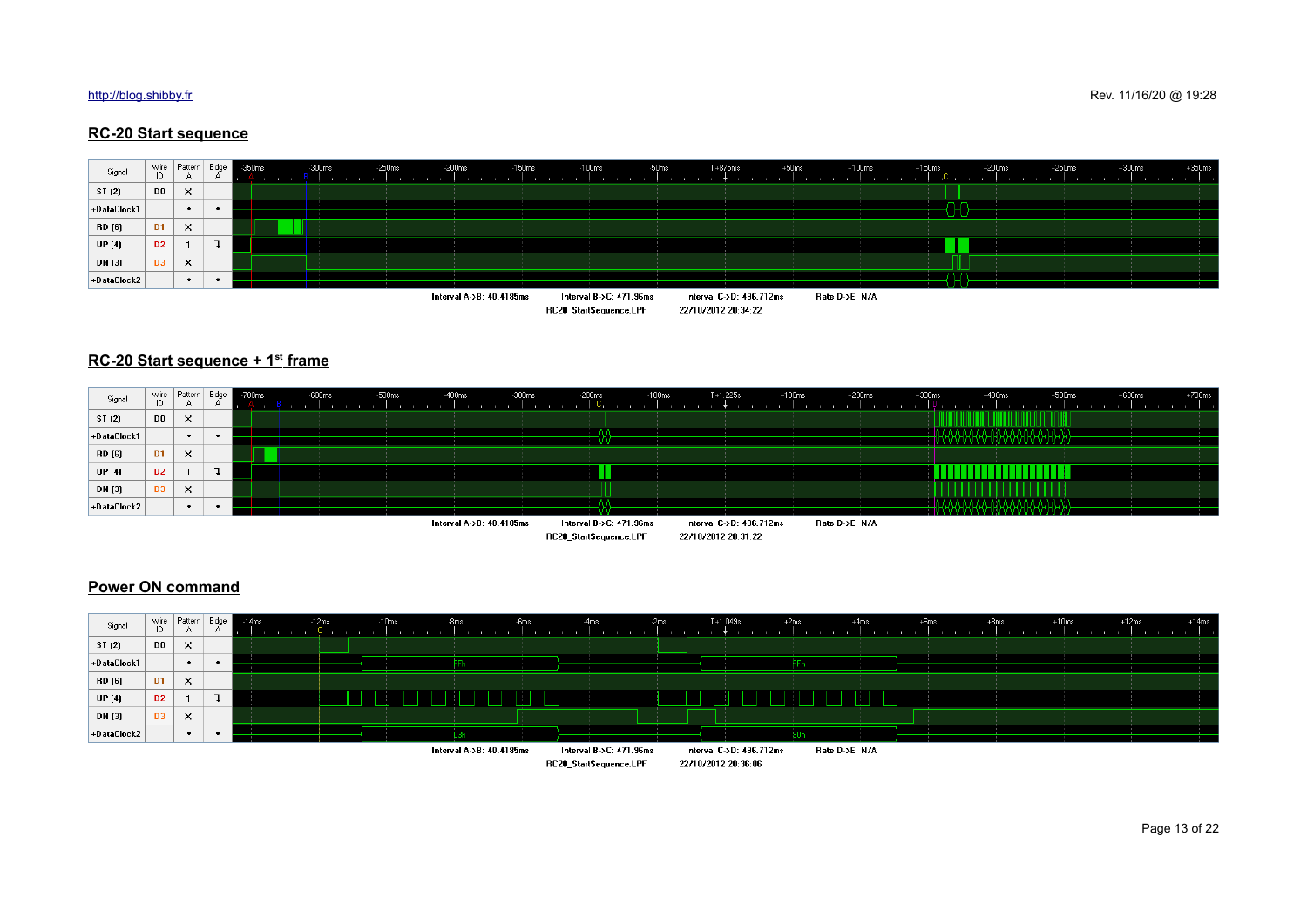## RC-20 Start sequence

| Signal | Wire ID | Pattern A | Edge A |
|---|---|---|---|
| ST (2) | D0 | X | |
| +DataClock1 | | • | • |
| RD (6) | D1 | X | |
| UP (4) | D2 | 1 | ↧ |
| DN (3) | D3 | X | |
| +DataClock2 | | • | • |

Interval A->B: 40.4185ms Interval B->C: 471.96ms Interval C->D: 496.712ms Rate D->E: N/A

RC20_StartSequence.LPF 22/10/2012 20:34:22

## RC-20 Start sequence + 1st frame

| Signal | Wire ID | Pattern A | Edge A |
|---|---|---|---|
| ST (2) | D0 | X | |
| +DataClock1 | | • | • |
| RD (6) | D1 | X | |
| UP (4) | D2 | 1 | ↧ |
| DN (3) | D3 | X | |
| +DataClock2 | | • | • |

Interval A->B: 40.4185ms Interval B->C: 471.96ms Interval C->D: 496.712ms Rate D->E: N/A

RC20_StartSequence.LPF 22/10/2012 20:31:22

## Power ON command

| Signal | Wire ID | Pattern A | Edge A |
|---|---|---|---|
| ST (2) | D0 | X | |
| +DataClock1 | | • | • |
| RD (6) | D1 | X | |
| UP (4) | D2 | 1 | ↧ |
| DN (3) | D3 | X | |
| +DataClock2 | | • | • |

+DataClock1: FFh, FFh

+DataClock2: 03h, 90h

Interval A->B: 40.4185ms Interval B->C: 471.96ms Interval C->D: 496.712ms Rate D->E: N/A

RC20_StartSequence.LPF 22/10/2012 20:36:06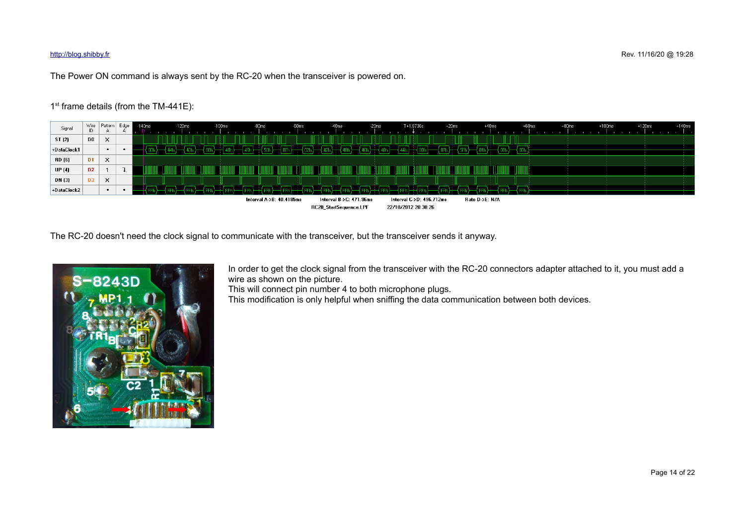The Power ON command is always sent by the RC-20 when the transceiver is powered on.

1st frame details (from the TM-441E):

The RC-20 doesn't need the clock signal to communicate with the transceiver, but the transceiver sends it anyway.

In order to get the clock signal from the transceiver with the RC-20 connectors adapter attached to it, you must add a wire as shown on the picture.
This will connect pin number 4 to both microphone plugs.
This modification is only helpful when sniffing the data communication between both devices.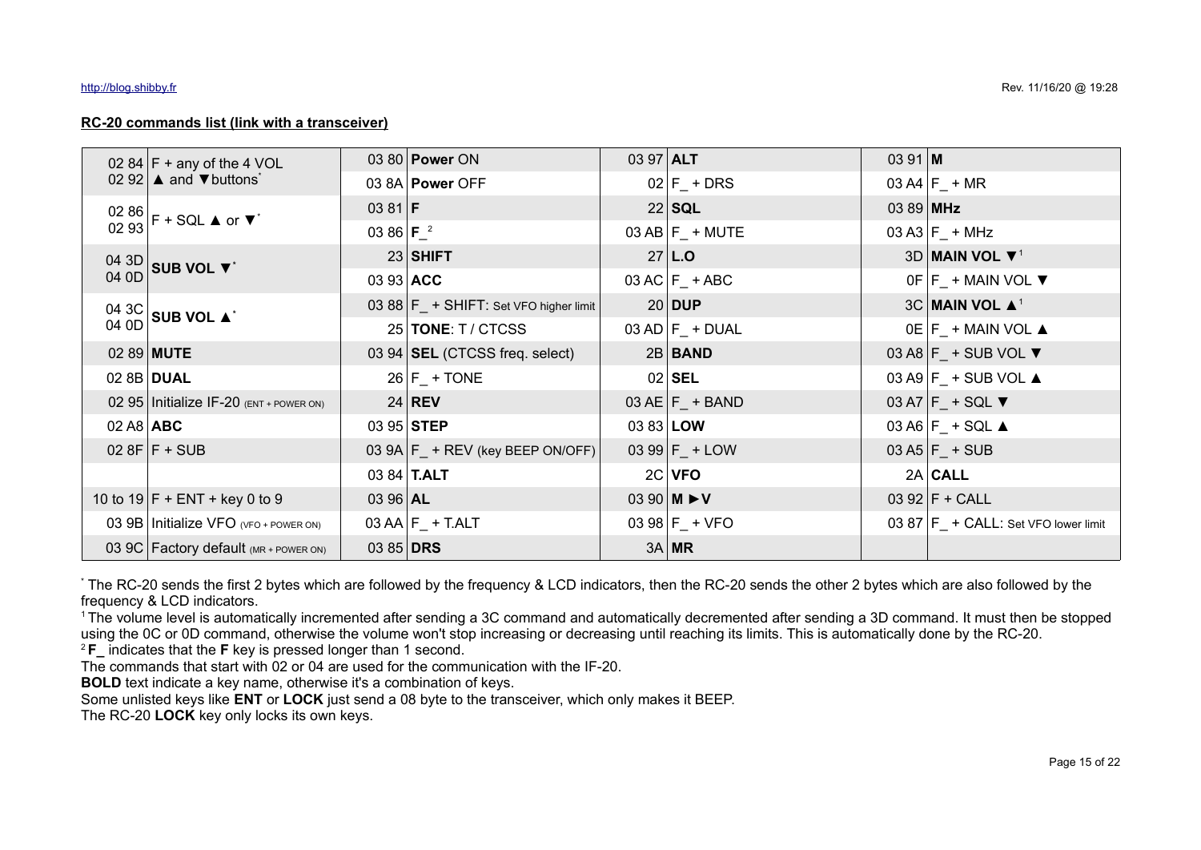## RC-20 commands list (link with a transceiver)

| Code | Key | Code | Key | Code | Key | Code | Key |
|---|---|---|---|---|---|---|---|
| 02 84 02 92 | F + any of the 4 VOL ▲ and ▼buttons* | 03 80 | **Power** ON | 03 97 | **ALT** | 03 91 | **M** |
| | | 03 8A | **Power** OFF | 02 | F_ + DRS | 03 A4 | F_ + MR |
| 02 86 02 93 | F + SQL ▲ or ▼* | 03 81 | **F** | 22 | **SQL** | 03 89 | **MHz** |
| | | 03 86 | **F_**[2] | 03 AB | F_ + MUTE | 03 A3 | F_ + MHz |
| 04 3D 04 0D | **SUB VOL ▼*** | 23 | **SHIFT** | 27 | **L.O** | 3D | **MAIN VOL ▼**[1] |
| | | 03 93 | **ACC** | 03 AC | F_ + ABC | 0F | F_ + MAIN VOL ▼ |
| 04 3C 04 0D | **SUB VOL ▲*** | 03 88 | F_ + SHIFT: Set VFO higher limit | 20 | **DUP** | 3C | **MAIN VOL ▲**[1] |
| | | 25 | **TONE**: T / CTCSS | 03 AD | F_ + DUAL | 0E | F_ + MAIN VOL ▲ |
| 02 89 | **MUTE** | 03 94 | **SEL** (CTCSS freq. select) | 2B | **BAND** | 03 A8 | F_ + SUB VOL ▼ |
| 02 8B | **DUAL** | 26 | F_ + TONE | 02 | **SEL** | 03 A9 | F_ + SUB VOL ▲ |
| 02 95 | Initialize IF-20 (ENT + POWER ON) | 24 | **REV** | 03 AE | F_ + BAND | 03 A7 | F_ + SQL ▼ |
| 02 A8 | **ABC** | 03 95 | **STEP** | 03 83 | **LOW** | 03 A6 | F_ + SQL ▲ |
| 02 8F | F + SUB | 03 9A | F_ + REV (key BEEP ON/OFF) | 03 99 | F_ + LOW | 03 A5 | F_ + SUB |
| | | 03 84 | **T.ALT** | 2C | **VFO** | 2A | **CALL** |
| 10 to 19 | F + ENT + key 0 to 9 | 03 96 | **AL** | 03 90 | **M ►V** | 03 92 | F + CALL |
| 03 9B | Initialize VFO (VFO + POWER ON) | 03 AA | F_ + T.ALT | 03 98 | F_ + VFO | 03 87 | F_ + CALL: Set VFO lower limit |
| 03 9C | Factory default (MR + POWER ON) | 03 85 | **DRS** | 3A | **MR** | | |

* The RC-20 sends the first 2 bytes which are followed by the frequency & LCD indicators, then the RC-20 sends the other 2 bytes which are also followed by the frequency & LCD indicators.

[1] The volume level is automatically incremented after sending a 3C command and automatically decremented after sending a 3D command. It must then be stopped using the 0C or 0D command, otherwise the volume won't stop increasing or decreasing until reaching its limits. This is automatically done by the RC-20.

[2] **F_** indicates that the **F** key is pressed longer than 1 second.

The commands that start with 02 or 04 are used for the communication with the IF-20.

**BOLD** text indicate a key name, otherwise it's a combination of keys.

Some unlisted keys like **ENT** or **LOCK** just send a 08 byte to the transceiver, which only makes it BEEP.

The RC-20 **LOCK** key only locks its own keys.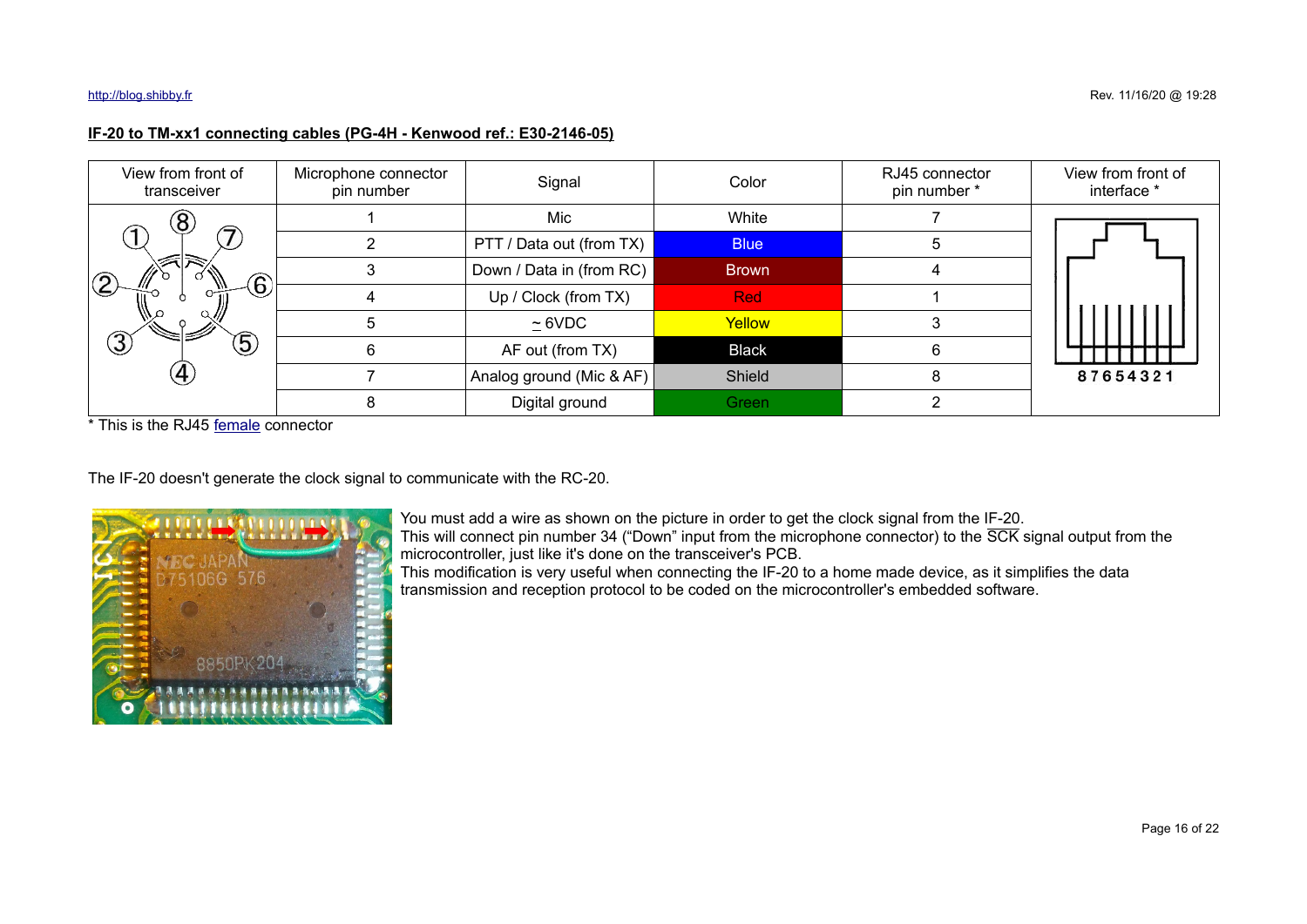**IF-20 to TM-xx1 connecting cables (PG-4H - Kenwood ref.: E30-2146-05)**

| View from front of transceiver | Microphone connector pin number | Signal | Color | RJ45 connector pin number * | View from front of interface * |
|---|---|---|---|---|---|
| | 1 | Mic | White | 7 | |
| | 2 | PTT / Data out (from TX) | Blue | 5 | |
| | 3 | Down / Data in (from RC) | Brown | 4 | |
| | 4 | Up / Clock (from TX) | Red | 1 | |
| | 5 | ~ 6VDC | Yellow | 3 | |
| | 6 | AF out (from TX) | Black | 6 | |
| | 7 | Analog ground (Mic & AF) | Shield | 8 | |
| | 8 | Digital ground | Green | 2 | 8 7 6 5 4 3 2 1 |

* This is the RJ45 female connector

The IF-20 doesn't generate the clock signal to communicate with the RC-20.

You must add a wire as shown on the picture in order to get the clock signal from the IF-20.
This will connect pin number 34 (“Down” input from the microphone connector) to the $\overline{SCK}$ signal output from the microcontroller, just like it's done on the transceiver's PCB.
This modification is very useful when connecting the IF-20 to a home made device, as it simplifies the data transmission and reception protocol to be coded on the microcontroller's embedded software.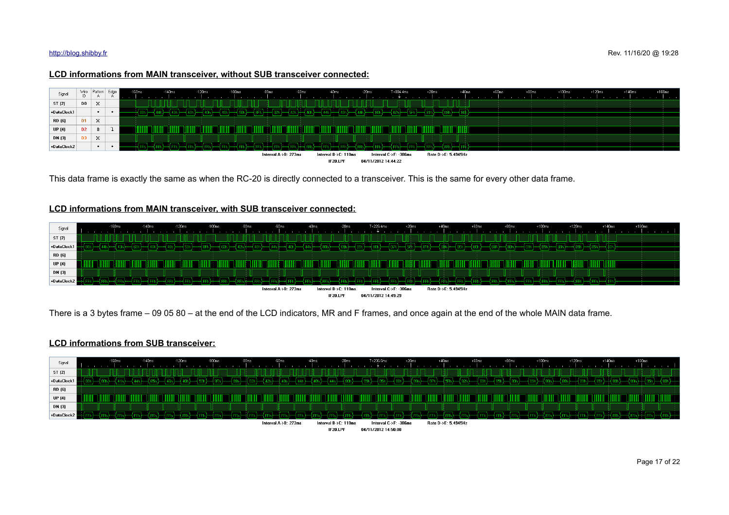## LCD informations from MAIN transceiver, without SUB transceiver connected:

This data frame is exactly the same as when the RC-20 is directly connected to a transceiver. This is the same for every other data frame.

## LCD informations from MAIN transceiver, with SUB transceiver connected:

There is a 3 bytes frame – 09 05 80 – at the end of the LCD indicators, MR and F frames, and once again at the end of the whole MAIN data frame.

## LCD informations from SUB transceiver: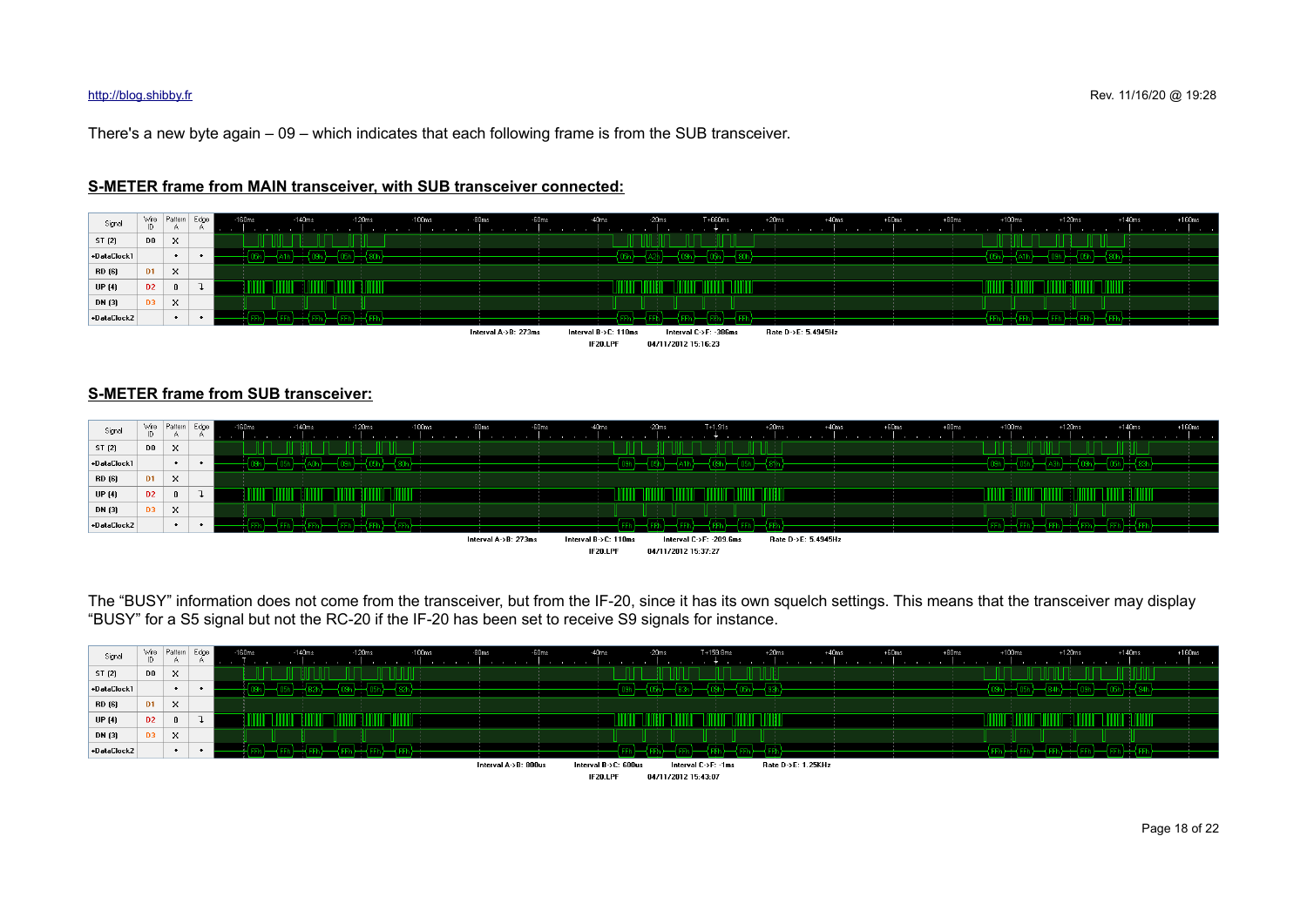There's a new byte again – 09 – which indicates that each following frame is from the SUB transceiver.

**S-METER frame from MAIN transceiver, with SUB transceiver connected:**

**S-METER frame from SUB transceiver:**

The "BUSY" information does not come from the transceiver, but from the IF-20, since it has its own squelch settings. This means that the transceiver may display "BUSY" for a S5 signal but not the RC-20 if the IF-20 has been set to receive S9 signals for instance.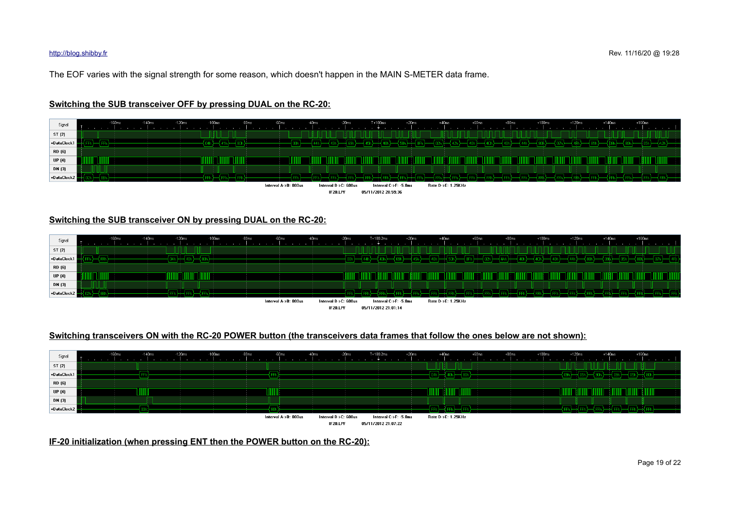The EOF varies with the signal strength for some reason, which doesn't happen in the MAIN S-METER data frame.

**Switching the SUB transceiver OFF by pressing DUAL on the RC-20:**

**Switching the SUB transceiver ON by pressing DUAL on the RC-20:**

**Switching transceivers ON with the RC-20 POWER button (the transceivers data frames that follow the ones below are not shown):**

**IF-20 initialization (when pressing ENT then the POWER button on the RC-20):**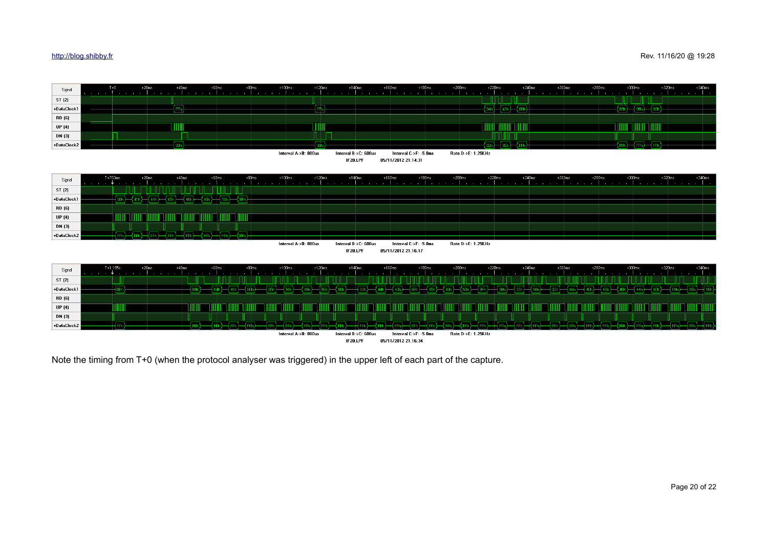Note the timing from T+0 (when the protocol analyser was triggered) in the upper left of each part of the capture.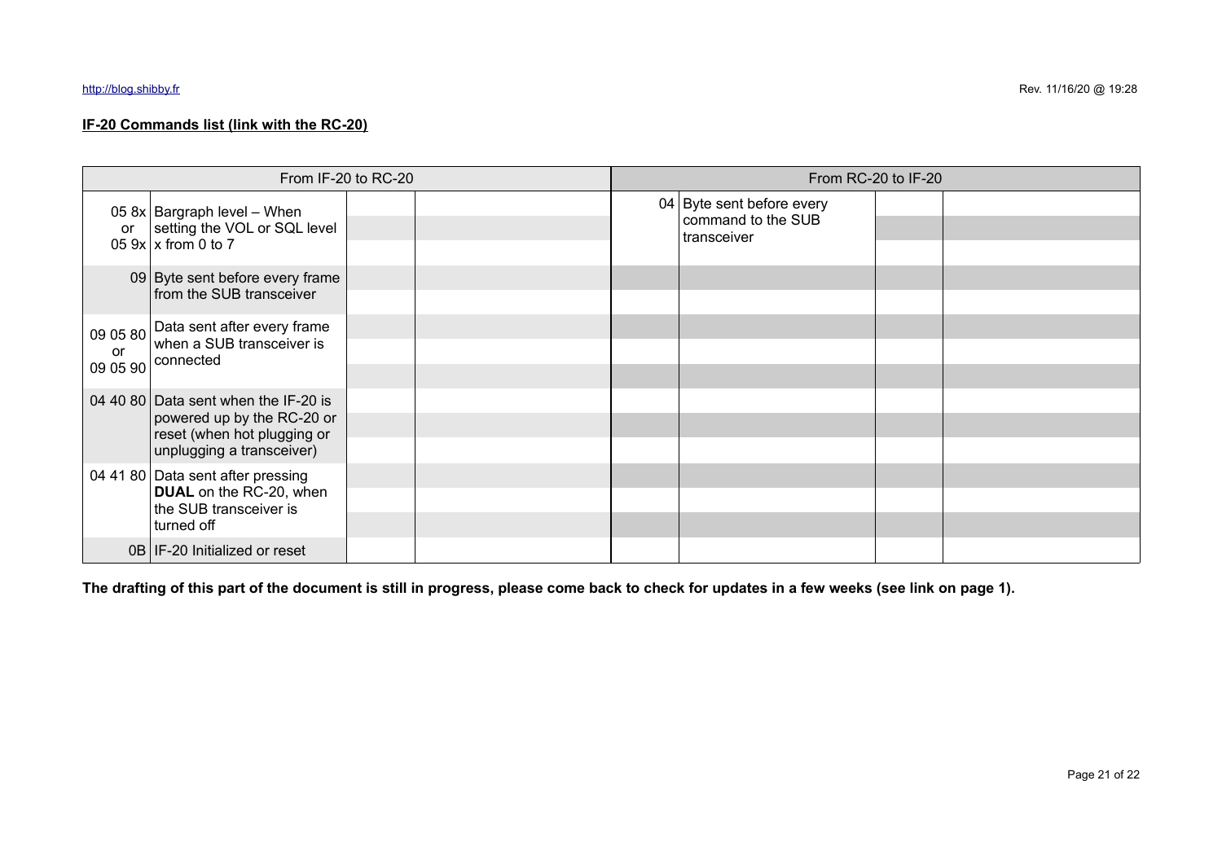**IF-20 Commands list (link with the RC-20)**

| From IF-20 to RC-20 | | | | From RC-20 to IF-20 | | | |
|---|---|---|---|---|---|---|---|
| 05 8x or 05 9x | Bargraph level – When setting the VOL or SQL level x from 0 to 7 | | | 04 | Byte sent before every command to the SUB transceiver | | |
| 09 | Byte sent before every frame from the SUB transceiver | | | | | | |
| 09 05 80 or 09 05 90 | Data sent after every frame when a SUB transceiver is connected | | | | | | |
| 04 40 80 | Data sent when the IF-20 is powered up by the RC-20 or reset (when hot plugging or unplugging a transceiver) | | | | | | |
| 04 41 80 | Data sent after pressing **DUAL** on the RC-20, when the SUB transceiver is turned off | | | | | | |
| 0B | IF-20 Initialized or reset | | | | | | |

**The drafting of this part of the document is still in progress, please come back to check for updates in a few weeks (see link on page 1).**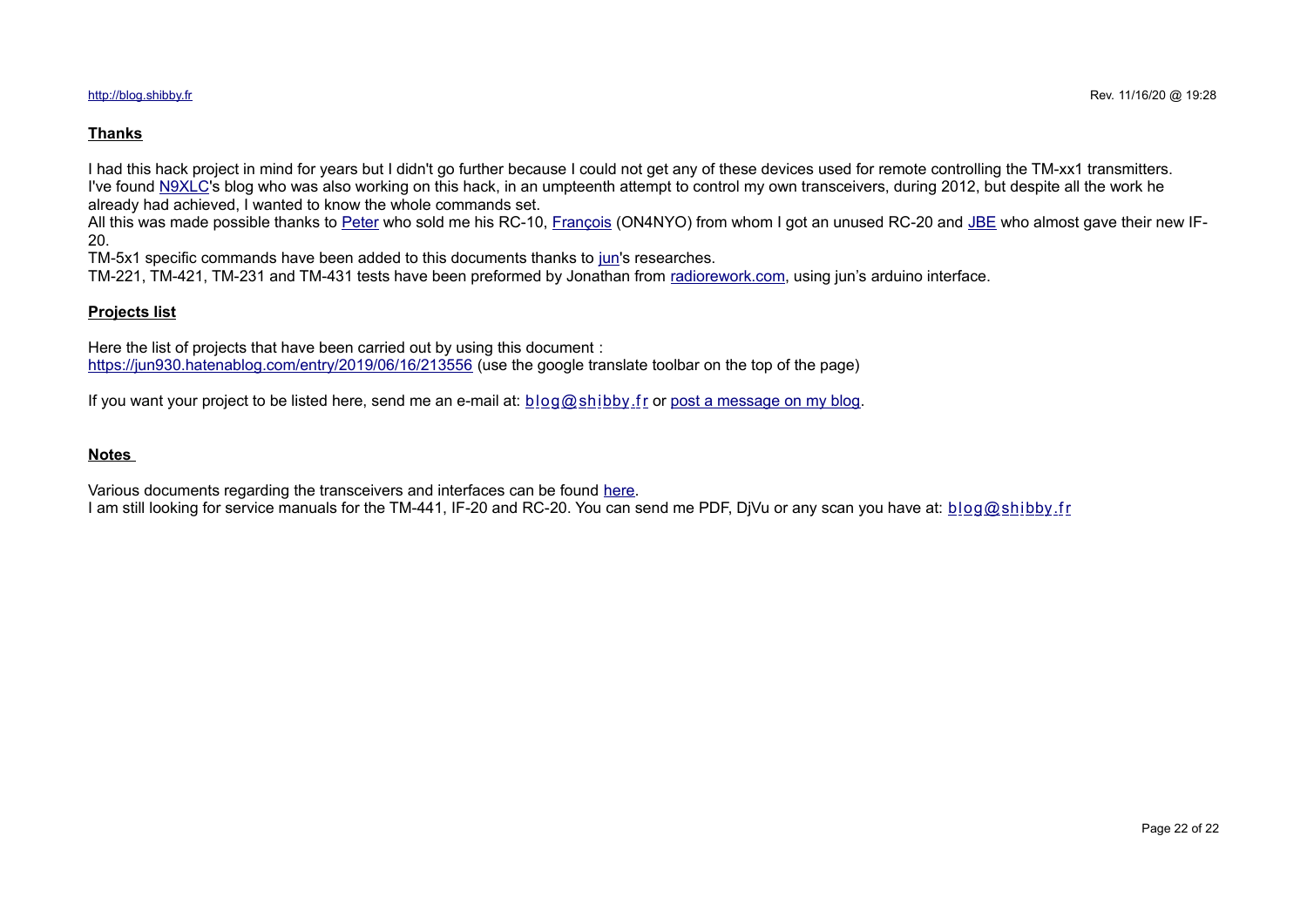## Thanks

I had this hack project in mind for years but I didn't go further because I could not get any of these devices used for remote controlling the TM-xx1 transmitters.
I've found N9XLC's blog who was also working on this hack, in an umpteenth attempt to control my own transceivers, during 2012, but despite all the work he already had achieved, I wanted to know the whole commands set.
All this was made possible thanks to Peter who sold me his RC-10, François (ON4NYO) from whom I got an unused RC-20 and JBE who almost gave their new IF-20.
TM-5x1 specific commands have been added to this documents thanks to jun's researches.
TM-221, TM-421, TM-231 and TM-431 tests have been preformed by Jonathan from radiorework.com, using jun's arduino interface.

## Projects list

Here the list of projects that have been carried out by using this document :
https://jun930.hatenablog.com/entry/2019/06/16/213556 (use the google translate toolbar on the top of the page)

If you want your project to be listed here, send me an e-mail at: blog@shibby.fr or post a message on my blog.

## Notes

Various documents regarding the transceivers and interfaces can be found here.
I am still looking for service manuals for the TM-441, IF-20 and RC-20. You can send me PDF, DjVu or any scan you have at: blog@shibby.fr